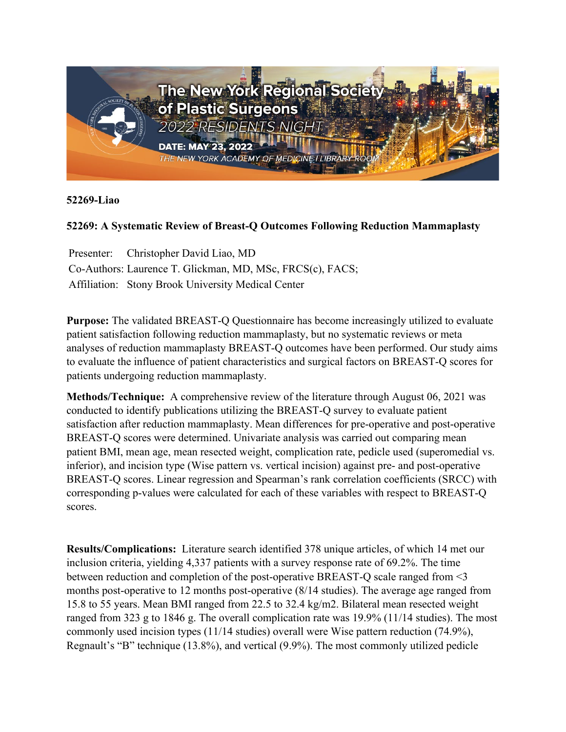The New York Regional Society of Plastic Surgeons

2022 RESIDENTS NIGHT

DATE: MAY 23, 2022

THE NEW YORK ACADEMY OF MEDICINE | LIBRARY ROOM

**52269-Liao**

**52269: A Systematic Review of Breast-Q Outcomes Following Reduction Mammaplasty**

Presenter: Christopher David Liao, MD
Co-Authors: Laurence T. Glickman, MD, MSc, FRCS(c), FACS;
Affiliation: Stony Brook University Medical Center

**Purpose:** The validated BREAST-Q Questionnaire has become increasingly utilized to evaluate patient satisfaction following reduction mammaplasty, but no systematic reviews or meta analyses of reduction mammaplasty BREAST-Q outcomes have been performed. Our study aims to evaluate the influence of patient characteristics and surgical factors on BREAST-Q scores for patients undergoing reduction mammaplasty.

**Methods/Technique:** A comprehensive review of the literature through August 06, 2021 was conducted to identify publications utilizing the BREAST-Q survey to evaluate patient satisfaction after reduction mammaplasty. Mean differences for pre-operative and post-operative BREAST-Q scores were determined. Univariate analysis was carried out comparing mean patient BMI, mean age, mean resected weight, complication rate, pedicle used (superomedial vs. inferior), and incision type (Wise pattern vs. vertical incision) against pre- and post-operative BREAST-Q scores. Linear regression and Spearman's rank correlation coefficients (SRCC) with corresponding p-values were calculated for each of these variables with respect to BREAST-Q scores.

**Results/Complications:** Literature search identified 378 unique articles, of which 14 met our inclusion criteria, yielding 4,337 patients with a survey response rate of 69.2%. The time between reduction and completion of the post-operative BREAST-Q scale ranged from <3 months post-operative to 12 months post-operative (8/14 studies). The average age ranged from 15.8 to 55 years. Mean BMI ranged from 22.5 to 32.4 kg/m2. Bilateral mean resected weight ranged from 323 g to 1846 g. The overall complication rate was 19.9% (11/14 studies). The most commonly used incision types (11/14 studies) overall were Wise pattern reduction (74.9%), Regnault's "B" technique (13.8%), and vertical (9.9%). The most commonly utilized pedicle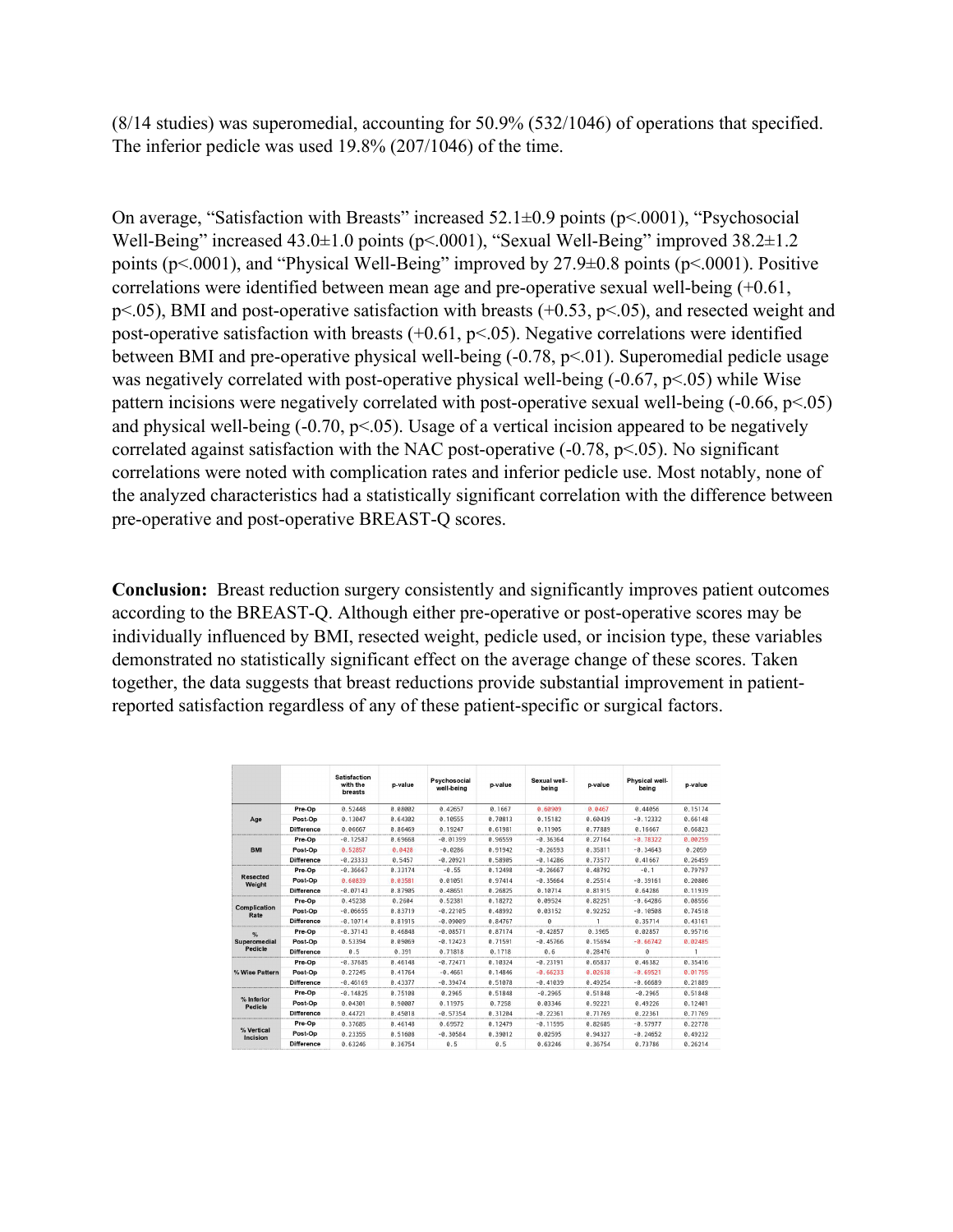(8/14 studies) was superomedial, accounting for 50.9% (532/1046) of operations that specified. The inferior pedicle was used 19.8% (207/1046) of the time.

On average, "Satisfaction with Breasts" increased 52.1±0.9 points (p<.0001), "Psychosocial Well-Being" increased 43.0±1.0 points (p<.0001), "Sexual Well-Being" improved 38.2±1.2 points (p<.0001), and "Physical Well-Being" improved by 27.9±0.8 points (p<.0001). Positive correlations were identified between mean age and pre-operative sexual well-being (+0.61, p<.05), BMI and post-operative satisfaction with breasts (+0.53, p<.05), and resected weight and post-operative satisfaction with breasts (+0.61, p<.05). Negative correlations were identified between BMI and pre-operative physical well-being (-0.78, p<.01). Superomedial pedicle usage was negatively correlated with post-operative physical well-being (-0.67, p<.05) while Wise pattern incisions were negatively correlated with post-operative sexual well-being (-0.66, p<.05) and physical well-being (-0.70, p<.05). Usage of a vertical incision appeared to be negatively correlated against satisfaction with the NAC post-operative (-0.78, p<.05). No significant correlations were noted with complication rates and inferior pedicle use. Most notably, none of the analyzed characteristics had a statistically significant correlation with the difference between pre-operative and post-operative BREAST-Q scores.

**Conclusion:** Breast reduction surgery consistently and significantly improves patient outcomes according to the BREAST-Q. Although either pre-operative or post-operative scores may be individually influenced by BMI, resected weight, pedicle used, or incision type, these variables demonstrated no statistically significant effect on the average change of these scores. Taken together, the data suggests that breast reductions provide substantial improvement in patient-reported satisfaction regardless of any of these patient-specific or surgical factors.

| | | Satisfaction with the breasts | p-value | Psychosocial well-being | p-value | Sexual well-being | p-value | Physical well-being | p-value |
|---|---|---|---|---|---|---|---|---|---|
| Age | Pre-Op | 0.52448 | 0.08002 | 0.42657 | 0.1667 | 0.60909 | 0.0467 | 0.44056 | 0.15174 |
| | Post-Op | 0.13047 | 0.64302 | 0.10555 | 0.70813 | 0.15182 | 0.60439 | -0.12332 | 0.66148 |
| | Difference | 0.06667 | 0.86469 | 0.19247 | 0.61981 | 0.11905 | 0.77889 | 0.16667 | 0.66823 |
| BMI | Pre-Op | -0.12587 | 0.69668 | -0.01399 | 0.96559 | -0.36364 | 0.27164 | -0.78322 | 0.00259 |
| | Post-Op | 0.52857 | 0.0428 | -0.0286 | 0.91942 | -0.26593 | 0.35811 | -0.34643 | 0.2059 |
| | Difference | -0.23333 | 0.5457 | -0.20921 | 0.58905 | -0.14286 | 0.73577 | 0.41667 | 0.26459 |
| Resected Weight | Pre-Op | -0.36667 | 0.33174 | -0.55 | 0.12498 | -0.26667 | 0.48792 | -0.1 | 0.79797 |
| | Post-Op | 0.60839 | 0.03581 | 0.01051 | 0.97414 | -0.35664 | 0.25514 | -0.39161 | 0.20806 |
| | Difference | -0.07143 | 0.87905 | -0.32 | 0.48651 | 0.26825 | 0.10714 | 0.81915 | 0.64286 | 0.11939 |
| Complication Rate | Pre-Op | 0.45238 | 0.2604 | 0.52381 | 0.18272 | 0.09524 | 0.82251 | -0.64286 | 0.08556 |
| | Post-Op | -0.06655 | 0.83719 | -0.22105 | 0.48992 | 0.03152 | 0.92252 | -0.10508 | 0.74518 |
| | Difference | -0.10714 | 0.81915 | -0.09009 | 0.84767 | 0 | 1 | 0.35714 | 0.43161 |
| % Superomedial Pedicle | Pre-Op | -0.37143 | 0.46848 | -0.08571 | 0.87174 | -0.42857 | 0.3965 | 0.02857 | 0.95716 |
| | Post-Op | 0.53394 | 0.09069 | -0.12423 | 0.71591 | -0.45766 | 0.15694 | -0.66742 | 0.02485 |
| | Difference | 0.5 | 0.391 | 0.71818 | 0.1718 | 0.6 | 0.28476 | 0 | 1 |
| % Wise Pattern | Pre-Op | -0.37685 | 0.46148 | -0.72471 | 0.10324 | -0.23191 | 0.65837 | 0.46382 | 0.35416 |
| | Post-Op | 0.27245 | 0.41764 | -0.4661 | 0.14846 | -0.66233 | 0.02638 | -0.69521 | 0.01755 |
| | Difference | -0.46169 | 0.43377 | -0.39474 | 0.51078 | -0.41039 | 0.49254 | -0.66689 | 0.21889 |
| % Inferior Pedicle | Pre-Op | -0.14825 | 0.75108 | 0.2965 | 0.51848 | -0.2965 | 0.51848 | -0.2965 | 0.51848 |
| | Post-Op | 0.04301 | 0.90007 | 0.11975 | 0.7258 | 0.03346 | 0.92221 | 0.49226 | 0.12401 |
| | Difference | 0.44721 | 0.45018 | -0.57354 | 0.31204 | -0.22361 | 0.71769 | 0.22361 | 0.71769 |
| % Vertical Incision | Pre-Op | 0.37685 | 0.46148 | 0.69572 | 0.12479 | -0.11595 | 0.82685 | -0.57977 | 0.22778 |
| | Post-Op | 0.23355 | 0.51608 | -0.30584 | 0.39012 | 0.02595 | 0.94327 | -0.24652 | 0.49232 |
| | Difference | 0.63246 | 0.36754 | 0.5 | 0.5 | 0.63246 | 0.36754 | 0.73786 | 0.26214 |